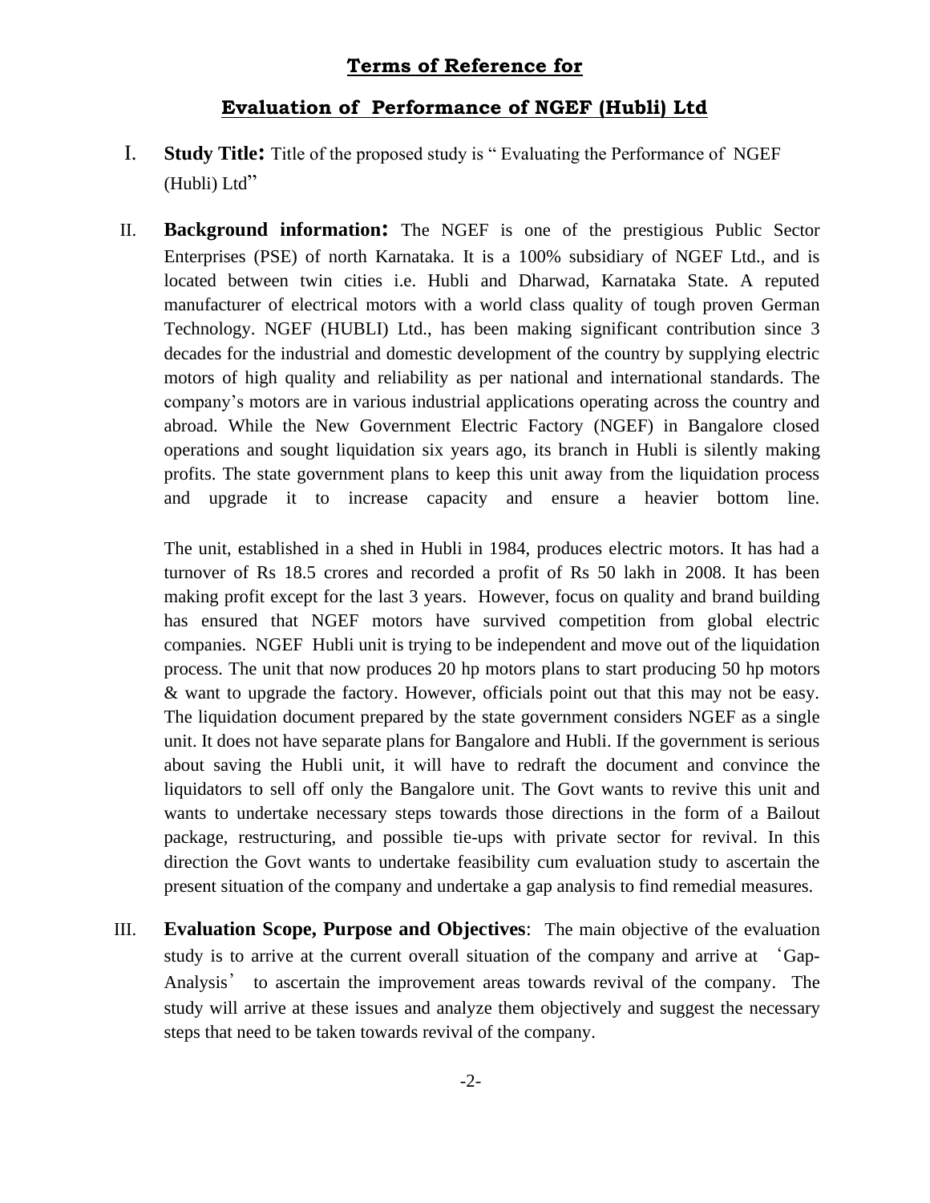## Terms of Reference for

## Evaluation of Performance of NGEF (Hubli) Ltd

I. **Study Title:** Title of the proposed study is " Evaluating the Performance of NGEF (Hubli) Ltd"

II. **Background information:** The NGEF is one of the prestigious Public Sector Enterprises (PSE) of north Karnataka. It is a 100% subsidiary of NGEF Ltd., and is located between twin cities i.e. Hubli and Dharwad, Karnataka State. A reputed manufacturer of electrical motors with a world class quality of tough proven German Technology. NGEF (HUBLI) Ltd., has been making significant contribution since 3 decades for the industrial and domestic development of the country by supplying electric motors of high quality and reliability as per national and international standards. The company's motors are in various industrial applications operating across the country and abroad. While the New Government Electric Factory (NGEF) in Bangalore closed operations and sought liquidation six years ago, its branch in Hubli is silently making profits. The state government plans to keep this unit away from the liquidation process and upgrade it to increase capacity and ensure a heavier bottom line.

    The unit, established in a shed in Hubli in 1984, produces electric motors. It has had a turnover of Rs 18.5 crores and recorded a profit of Rs 50 lakh in 2008. It has been making profit except for the last 3 years. However, focus on quality and brand building has ensured that NGEF motors have survived competition from global electric companies. NGEF Hubli unit is trying to be independent and move out of the liquidation process. The unit that now produces 20 hp motors plans to start producing 50 hp motors & want to upgrade the factory. However, officials point out that this may not be easy. The liquidation document prepared by the state government considers NGEF as a single unit. It does not have separate plans for Bangalore and Hubli. If the government is serious about saving the Hubli unit, it will have to redraft the document and convince the liquidators to sell off only the Bangalore unit. The Govt wants to revive this unit and wants to undertake necessary steps towards those directions in the form of a Bailout package, restructuring, and possible tie-ups with private sector for revival. In this direction the Govt wants to undertake feasibility cum evaluation study to ascertain the present situation of the company and undertake a gap analysis to find remedial measures.

III. **Evaluation Scope, Purpose and Objectives**: The main objective of the evaluation study is to arrive at the current overall situation of the company and arrive at 'Gap-Analysis' to ascertain the improvement areas towards revival of the company. The study will arrive at these issues and analyze them objectively and suggest the necessary steps that need to be taken towards revival of the company.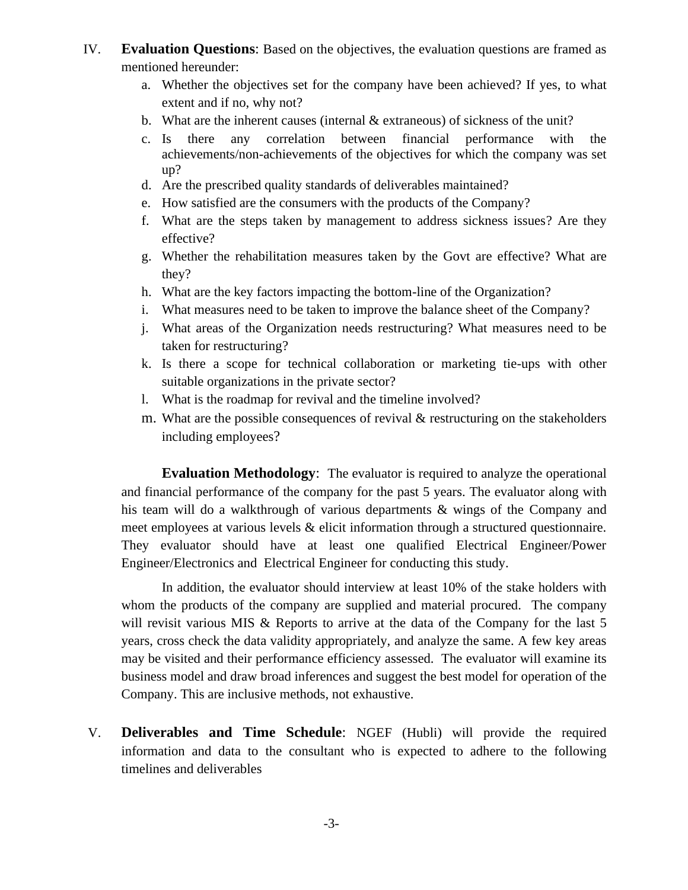IV. **Evaluation Questions**: Based on the objectives, the evaluation questions are framed as mentioned hereunder:

a. Whether the objectives set for the company have been achieved? If yes, to what extent and if no, why not?
b. What are the inherent causes (internal & extraneous) of sickness of the unit?
c. Is there any correlation between financial performance with the achievements/non-achievements of the objectives for which the company was set up?
d. Are the prescribed quality standards of deliverables maintained?
e. How satisfied are the consumers with the products of the Company?
f. What are the steps taken by management to address sickness issues? Are they effective?
g. Whether the rehabilitation measures taken by the Govt are effective? What are they?
h. What are the key factors impacting the bottom-line of the Organization?
i. What measures need to be taken to improve the balance sheet of the Company?
j. What areas of the Organization needs restructuring? What measures need to be taken for restructuring?
k. Is there a scope for technical collaboration or marketing tie-ups with other suitable organizations in the private sector?
l. What is the roadmap for revival and the timeline involved?
m. What are the possible consequences of revival & restructuring on the stakeholders including employees?

**Evaluation Methodology**: The evaluator is required to analyze the operational and financial performance of the company for the past 5 years. The evaluator along with his team will do a walkthrough of various departments & wings of the Company and meet employees at various levels & elicit information through a structured questionnaire. They evaluator should have at least one qualified Electrical Engineer/Power Engineer/Electronics and Electrical Engineer for conducting this study.

In addition, the evaluator should interview at least 10% of the stake holders with whom the products of the company are supplied and material procured. The company will revisit various MIS & Reports to arrive at the data of the Company for the last 5 years, cross check the data validity appropriately, and analyze the same. A few key areas may be visited and their performance efficiency assessed. The evaluator will examine its business model and draw broad inferences and suggest the best model for operation of the Company. This are inclusive methods, not exhaustive.

V. **Deliverables and Time Schedule**: NGEF (Hubli) will provide the required information and data to the consultant who is expected to adhere to the following timelines and deliverables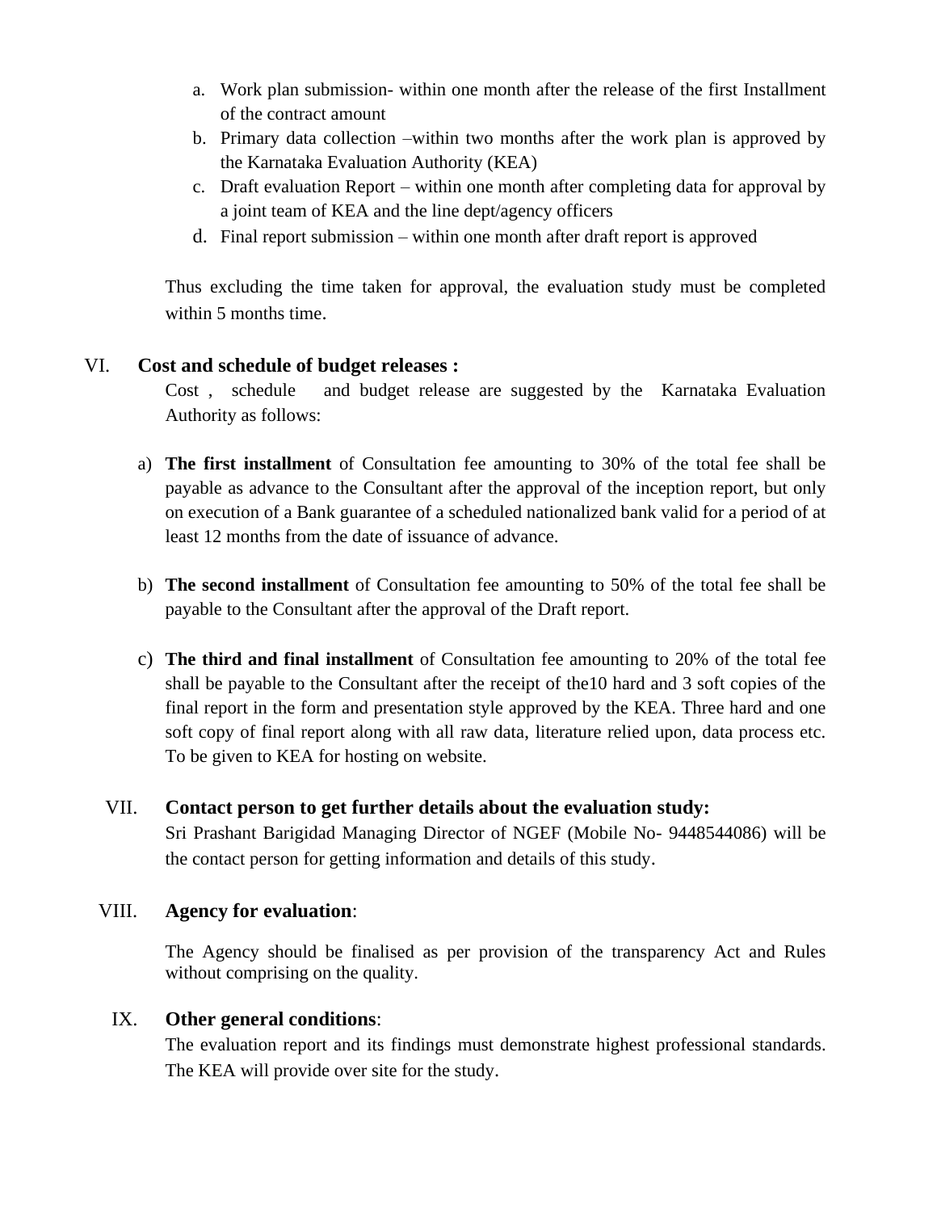a. Work plan submission- within one month after the release of the first Installment of the contract amount
b. Primary data collection –within two months after the work plan is approved by the Karnataka Evaluation Authority (KEA)
c. Draft evaluation Report – within one month after completing data for approval by a joint team of KEA and the line dept/agency officers
d. Final report submission – within one month after draft report is approved

Thus excluding the time taken for approval, the evaluation study must be completed within 5 months time.

## VI. Cost and schedule of budget releases :

Cost , schedule and budget release are suggested by the Karnataka Evaluation Authority as follows:

a) **The first installment** of Consultation fee amounting to 30% of the total fee shall be payable as advance to the Consultant after the approval of the inception report, but only on execution of a Bank guarantee of a scheduled nationalized bank valid for a period of at least 12 months from the date of issuance of advance.

b) **The second installment** of Consultation fee amounting to 50% of the total fee shall be payable to the Consultant after the approval of the Draft report.

c) **The third and final installment** of Consultation fee amounting to 20% of the total fee shall be payable to the Consultant after the receipt of the10 hard and 3 soft copies of the final report in the form and presentation style approved by the KEA. Three hard and one soft copy of final report along with all raw data, literature relied upon, data process etc. To be given to KEA for hosting on website.

## VII. Contact person to get further details about the evaluation study:

Sri Prashant Barigidad Managing Director of NGEF (Mobile No- 9448544086) will be the contact person for getting information and details of this study.

## VIII. Agency for evaluation:

The Agency should be finalised as per provision of the transparency Act and Rules without comprising on the quality.

## IX. Other general conditions:

The evaluation report and its findings must demonstrate highest professional standards. The KEA will provide over site for the study.